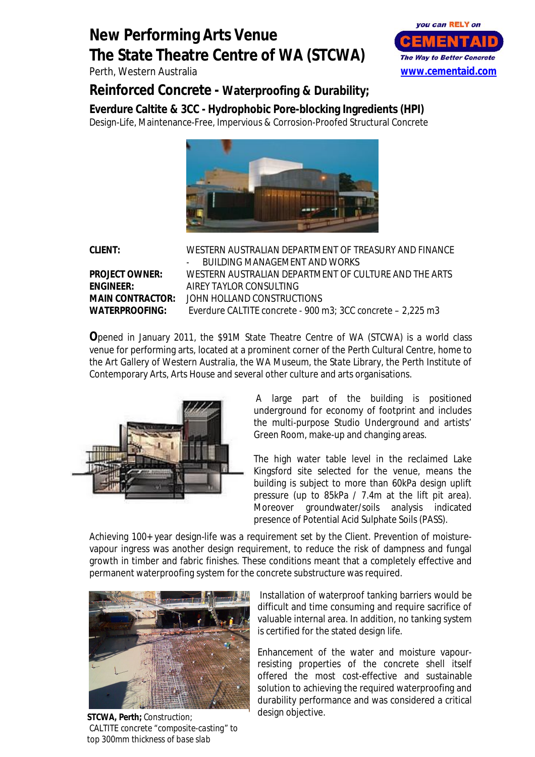# New Performing Arts Venue
# The State Theatre Centre of WA (STCWA)

Perth, Western Australia

you can RELY on **CEMENTAID** The Way to Better Concrete
www.cementaid.com

## Reinforced Concrete - Waterproofing & Durability;

### Everdure Caltite & 3CC - Hydrophobic Pore-blocking Ingredients (HPI)

Design-Life, Maintenance-Free, Impervious & Corrosion-Proofed Structural Concrete

**CLIENT:** WESTERN AUSTRALIAN DEPARTMENT OF TREASURY AND FINANCE - BUILDING MANAGEMENT AND WORKS

**PROJECT OWNER:** WESTERN AUSTRALIAN DEPARTMENT OF CULTURE AND THE ARTS

**ENGINEER:** AIREY TAYLOR CONSULTING

**MAIN CONTRACTOR:** JOHN HOLLAND CONSTRUCTIONS

**WATERPROOFING:** Everdure CALTITE concrete - 900 m3; 3CC concrete – 2,225 m3

**O**pened in January 2011, the $91M State Theatre Centre of WA (STCWA) is a world class venue for performing arts, located at a prominent corner of the Perth Cultural Centre, home to the Art Gallery of Western Australia, the WA Museum, the State Library, the Perth Institute of Contemporary Arts, Arts House and several other culture and arts organisations.

A large part of the building is positioned underground for economy of footprint and includes the multi-purpose Studio Underground and artists' Green Room, make-up and changing areas.

The high water table level in the reclaimed Lake Kingsford site selected for the venue, means the building is subject to more than 60kPa design uplift pressure (up to 85kPa / 7.4m at the lift pit area). Moreover groundwater/soils analysis indicated presence of Potential Acid Sulphate Soils (PASS).

Achieving 100+ year design-life was a requirement set by the Client. Prevention of moisture-vapour ingress was another design requirement, to reduce the risk of dampness and fungal growth in timber and fabric finishes. These conditions meant that a completely effective and permanent waterproofing system for the concrete substructure was required.

Installation of waterproof tanking barriers would be difficult and time consuming and require sacrifice of valuable internal area. In addition, no tanking system is certified for the stated design life.

Enhancement of the water and moisture vapour-resisting properties of the concrete shell itself offered the most cost-effective and sustainable solution to achieving the required waterproofing and durability performance and was considered a critical design objective.

**STCWA, Perth;** Construction; CALTITE concrete "composite-casting" to top 300mm thickness of base slab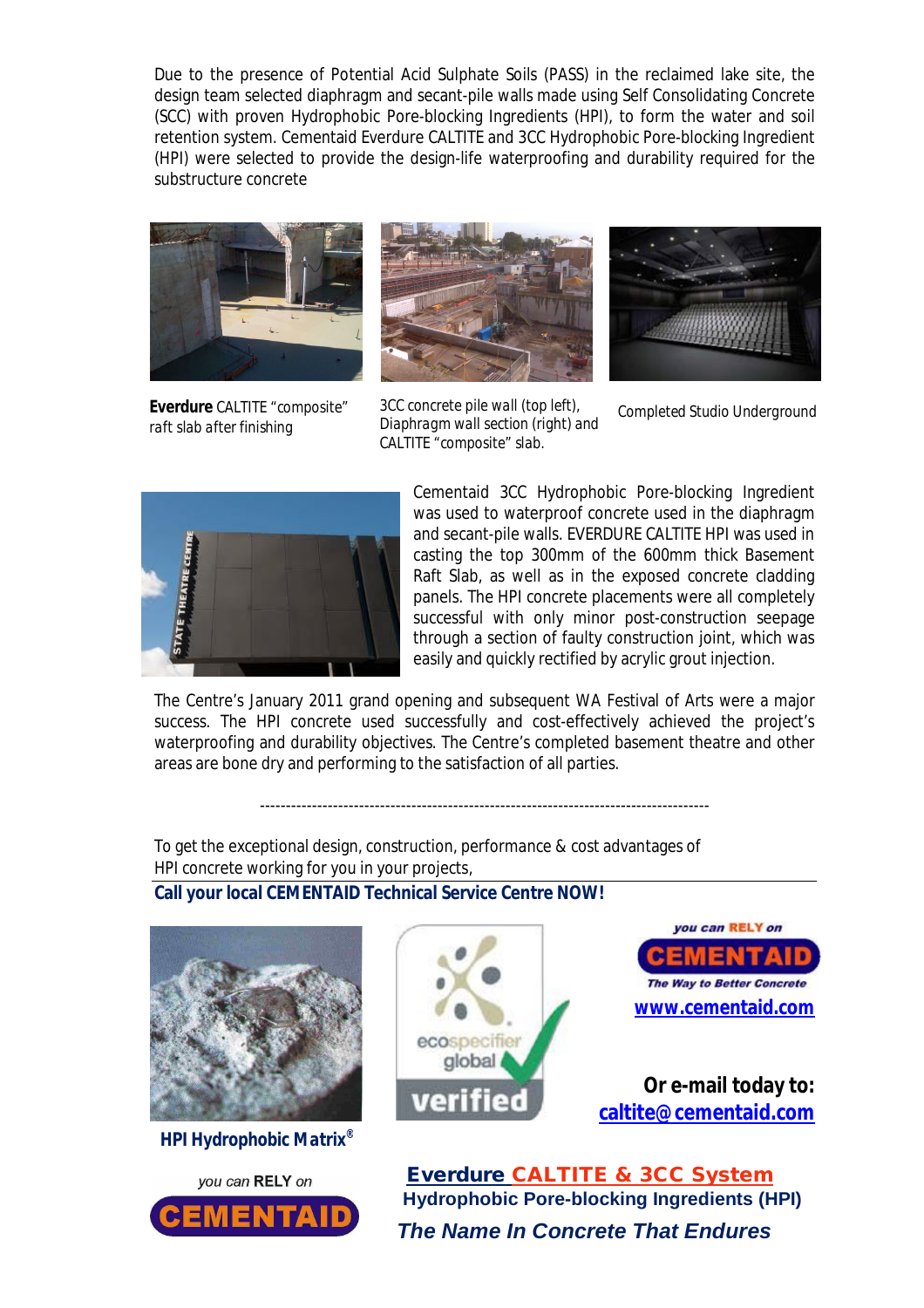Due to the presence of Potential Acid Sulphate Soils (PASS) in the reclaimed lake site, the design team selected diaphragm and secant-pile walls made using Self Consolidating Concrete (SCC) with proven Hydrophobic Pore-blocking Ingredients (HPI), to form the water and soil retention system. Cementaid Everdure CALTITE and 3CC Hydrophobic Pore-blocking Ingredient (HPI) were selected to provide the design-life waterproofing and durability required for the substructure concrete

**Everdure** CALTITE "composite" raft slab after finishing

3CC concrete pile wall (top left), Diaphragm wall section (right) and CALTITE "composite" slab.

Completed Studio Underground

Cementaid 3CC Hydrophobic Pore-blocking Ingredient was used to waterproof concrete used in the diaphragm and secant-pile walls. EVERDURE CALTITE HPI was used in casting the top 300mm of the 600mm thick Basement Raft Slab, as well as in the exposed concrete cladding panels. The HPI concrete placements were all completely successful with only minor post-construction seepage through a section of faulty construction joint, which was easily and quickly rectified by acrylic grout injection.

The Centre's January 2011 grand opening and subsequent WA Festival of Arts were a major success. The HPI concrete used successfully and cost-effectively achieved the project's waterproofing and durability objectives. The Centre's completed basement theatre and other areas are bone dry and performing to the satisfaction of all parties.

---

To get the exceptional design, construction, performance & cost advantages of HPI concrete working for you in your projects,

**Call your local CEMENTAID Technical Service Centre NOW!**

**HPI Hydrophobic Matrix®**

you can RELY on CEMENTAID

The Way to Better Concrete

www.cementaid.com

**Or e-mail today to:**

caltite@cementaid.com

you can RELY on CEMENTAID

**Everdure CALTITE & 3CC System**

**Hydrophobic Pore-blocking Ingredients (HPI)**

***The Name In Concrete That Endures***